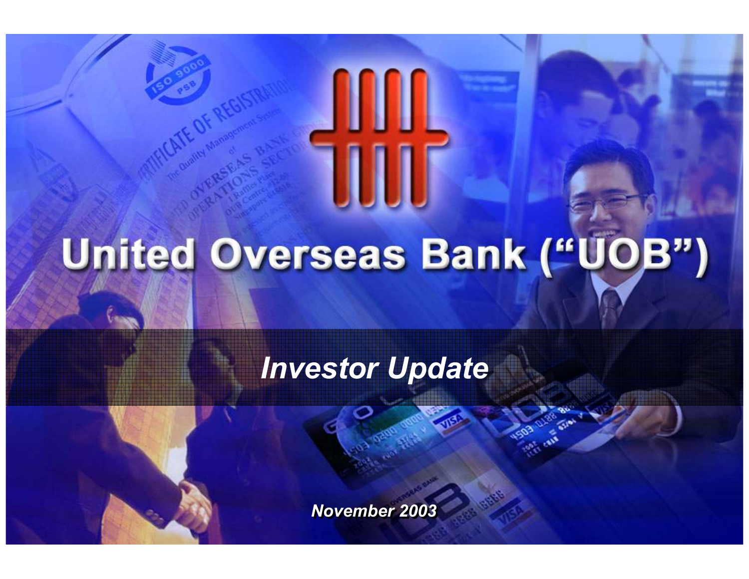# United Overseas Bank ("UOB")

*Investor Update*

*November 2003*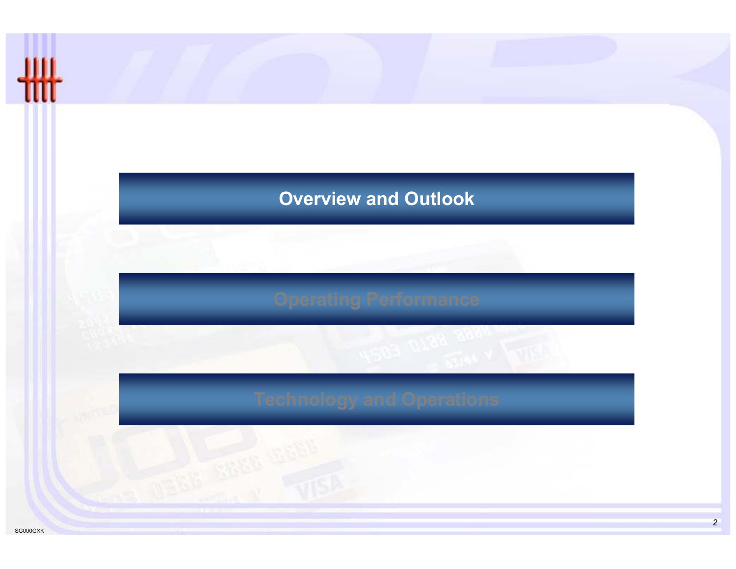## Overview and Outlook

## Operating Performance

## Technology and Operations

SG000GXK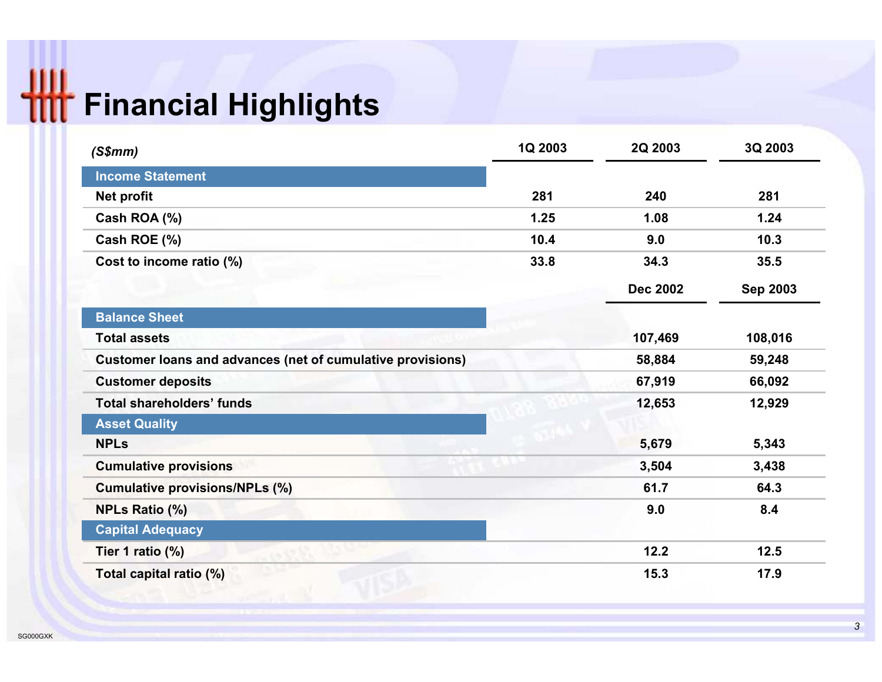# Financial Highlights

| *(S$mm)* | 1Q 2003 | 2Q 2003 | 3Q 2003 |
|---|---|---|---|
| **Income Statement** | | | |
| Net profit | 281 | 240 | 281 |
| Cash ROA (%) | 1.25 | 1.08 | 1.24 |
| Cash ROE (%) | 10.4 | 9.0 | 10.3 |
| Cost to income ratio (%) | 33.8 | 34.3 | 35.5 |
| | | **Dec 2002** | **Sep 2003** |
| **Balance Sheet** | | | |
| Total assets | | 107,469 | 108,016 |
| Customer loans and advances (net of cumulative provisions) | | 58,884 | 59,248 |
| Customer deposits | | 67,919 | 66,092 |
| Total shareholders' funds | | 12,653 | 12,929 |
| **Asset Quality** | | | |
| NPLs | | 5,679 | 5,343 |
| Cumulative provisions | | 3,504 | 3,438 |
| Cumulative provisions/NPLs (%) | | 61.7 | 64.3 |
| NPLs Ratio (%) | | 9.0 | 8.4 |
| **Capital Adequacy** | | | |
| Tier 1 ratio (%) | | 12.2 | 12.5 |
| Total capital ratio (%) | | 15.3 | 17.9 |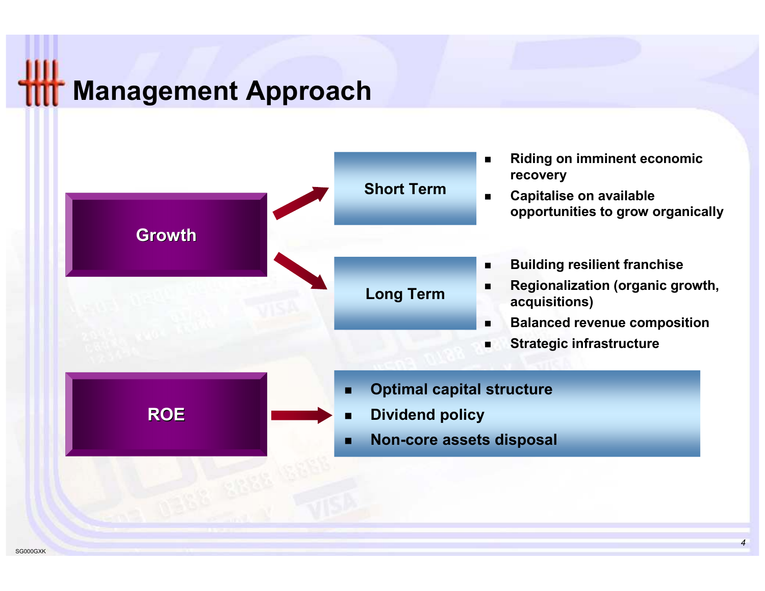# Management Approach

## Growth

**Short Term**

- Riding on imminent economic recovery
- Capitalise on available opportunities to grow organically

**Long Term**

- Building resilient franchise
- Regionalization (organic growth, acquisitions)
- Balanced revenue composition
- Strategic infrastructure

## ROE

- Optimal capital structure
- Dividend policy
- Non-core assets disposal

SG000GXK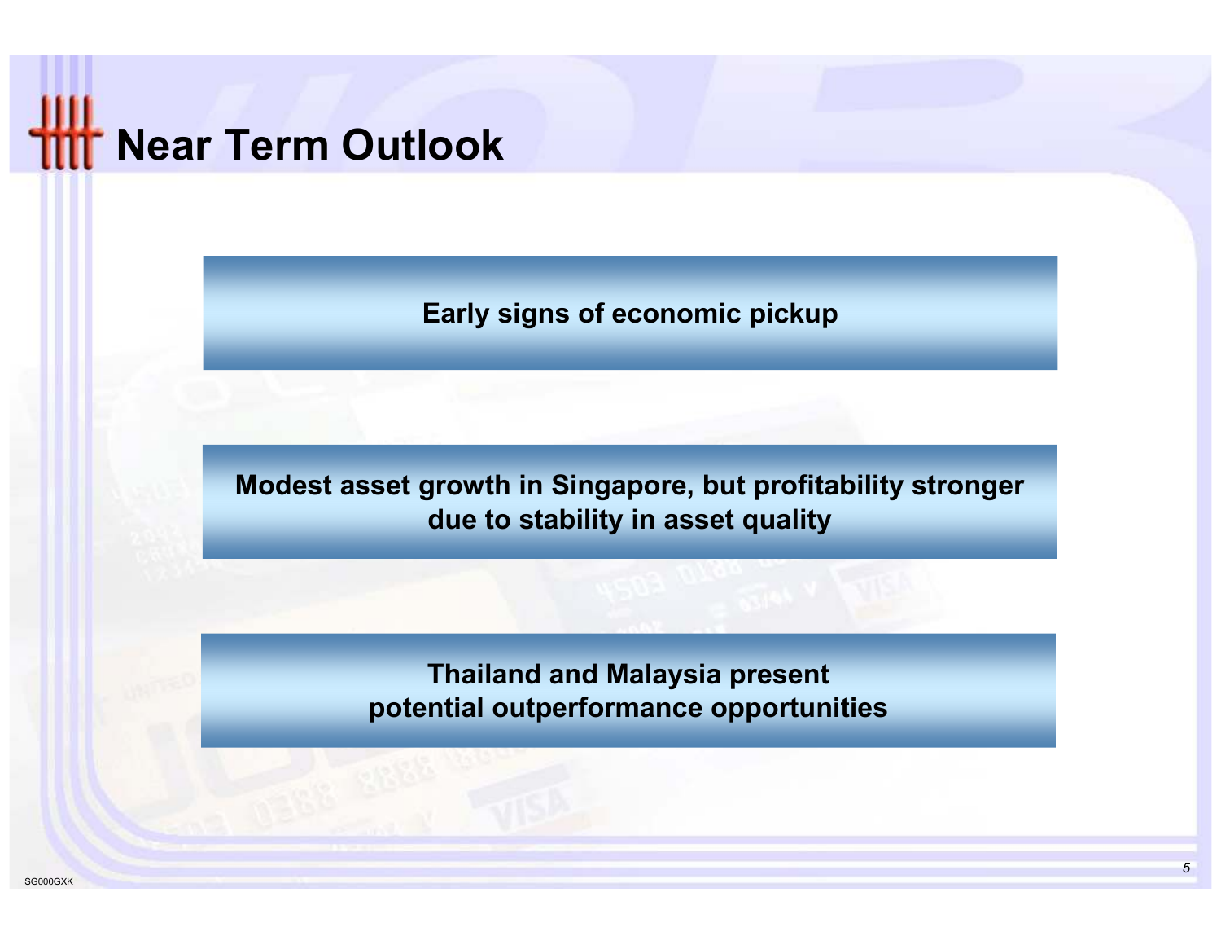# Near Term Outlook

**Early signs of economic pickup**

**Modest asset growth in Singapore, but profitability stronger due to stability in asset quality**

**Thailand and Malaysia present potential outperformance opportunities**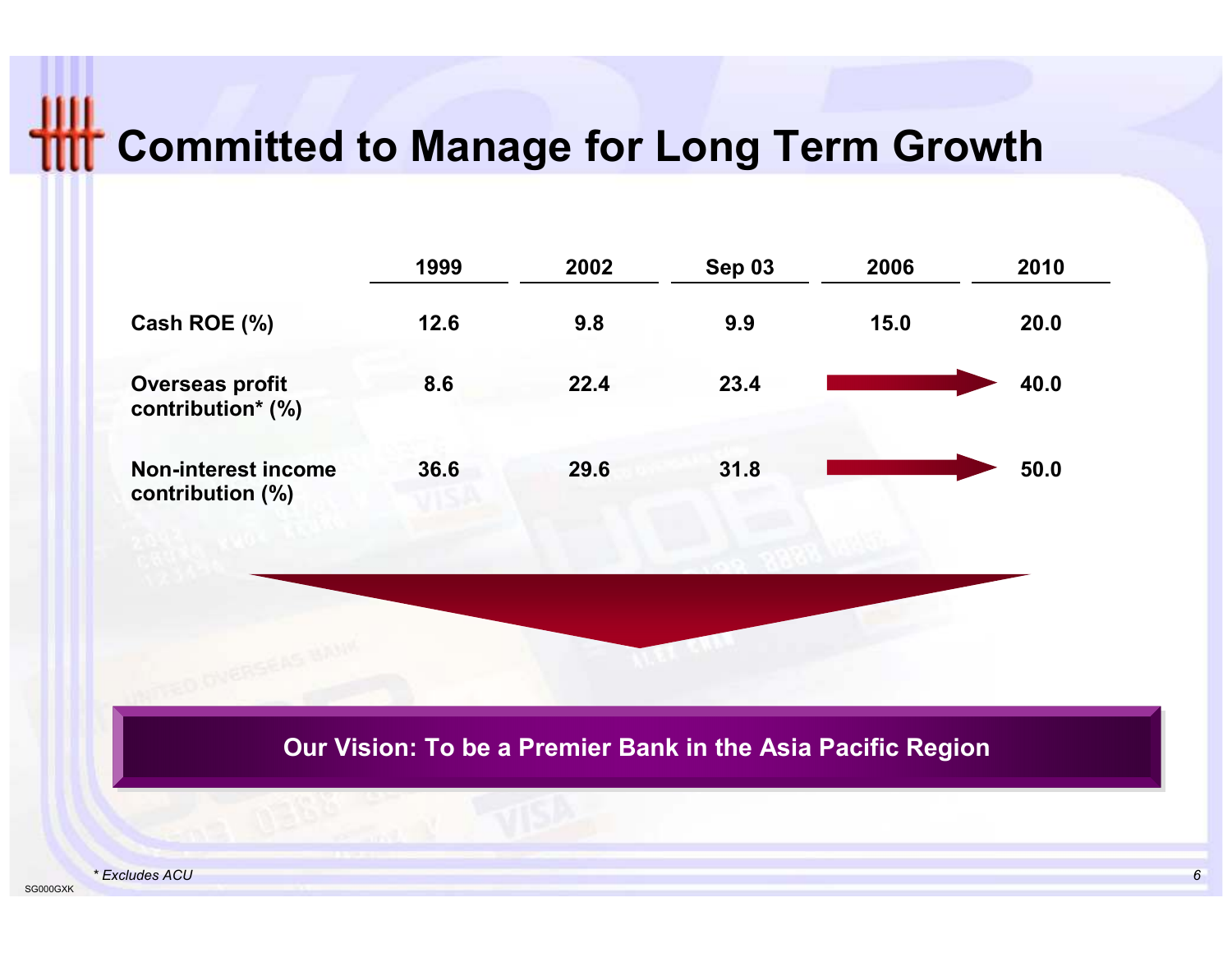# Committed to Manage for Long Term Growth

| | 1999 | 2002 | Sep 03 | 2006 | 2010 |
|---|---|---|---|---|---|
| Cash ROE (%) | 12.6 | 9.8 | 9.9 | 15.0 | 20.0 |
| Overseas profit contribution* (%) | 8.6 | 22.4 | 23.4 | → | 40.0 |
| Non-interest income contribution (%) | 36.6 | 29.6 | 31.8 | → | 50.0 |

**Our Vision: To be a Premier Bank in the Asia Pacific Region**

*\* Excludes ACU*

SG000GXK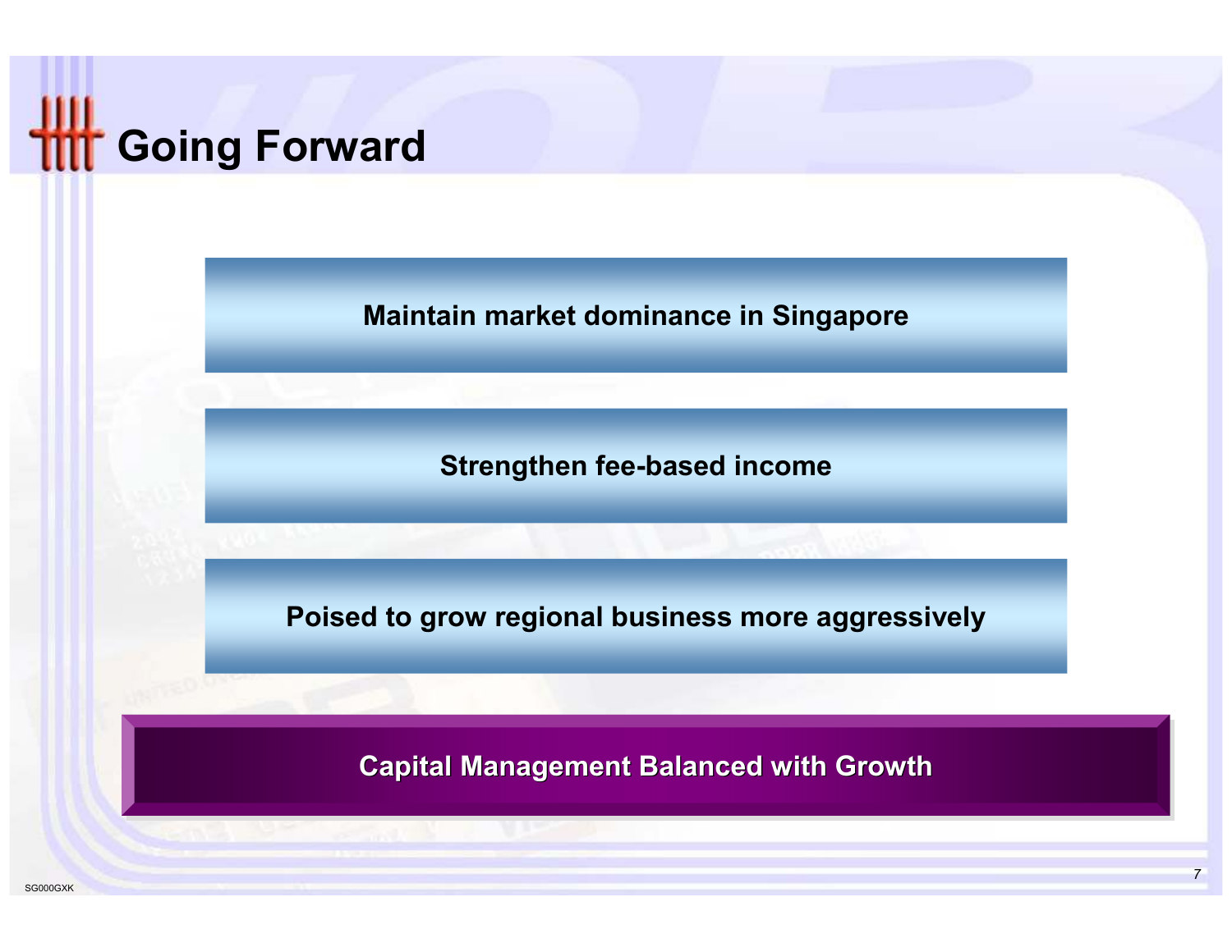# Going Forward

- Maintain market dominance in Singapore
- Strengthen fee-based income
- Poised to grow regional business more aggressively

**Capital Management Balanced with Growth**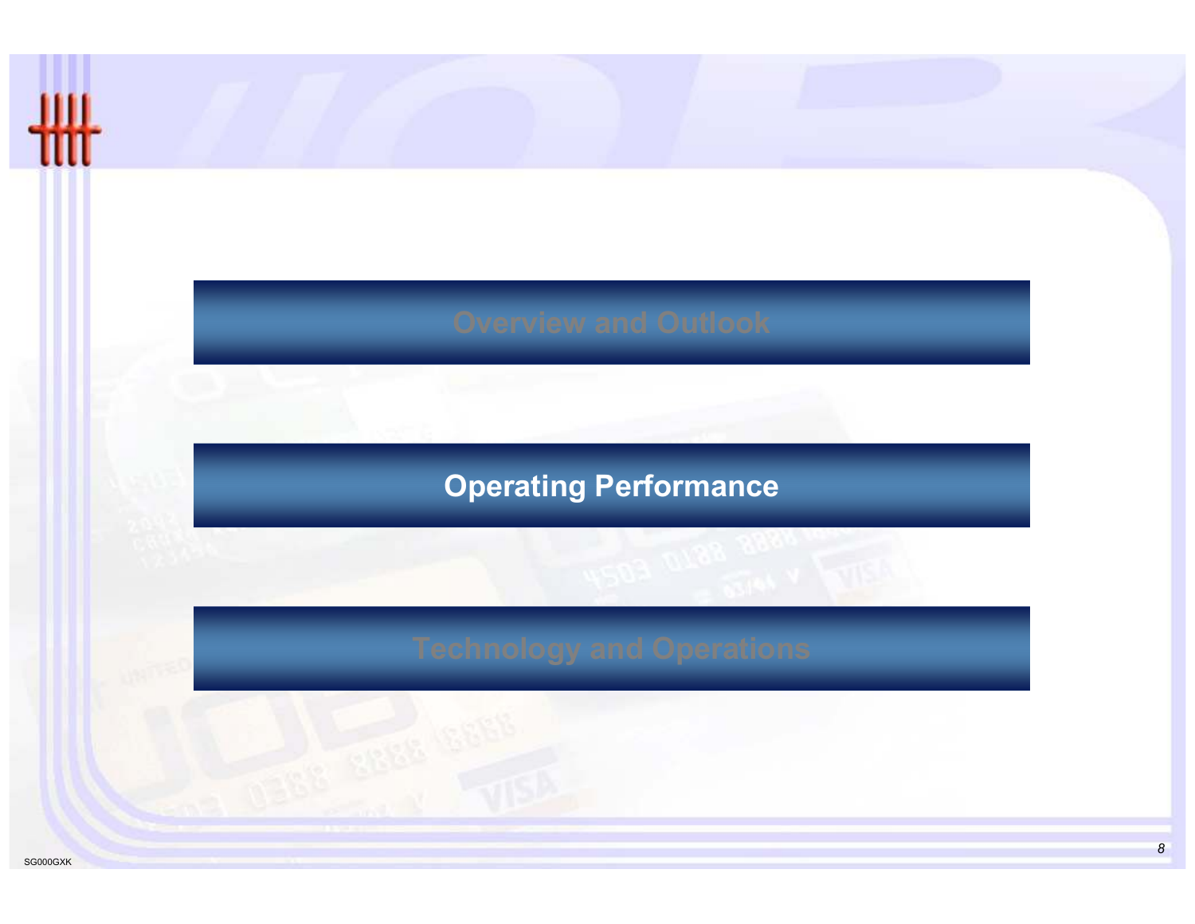Overview and Outlook

# Operating Performance

Technology and Operations

SG000GXK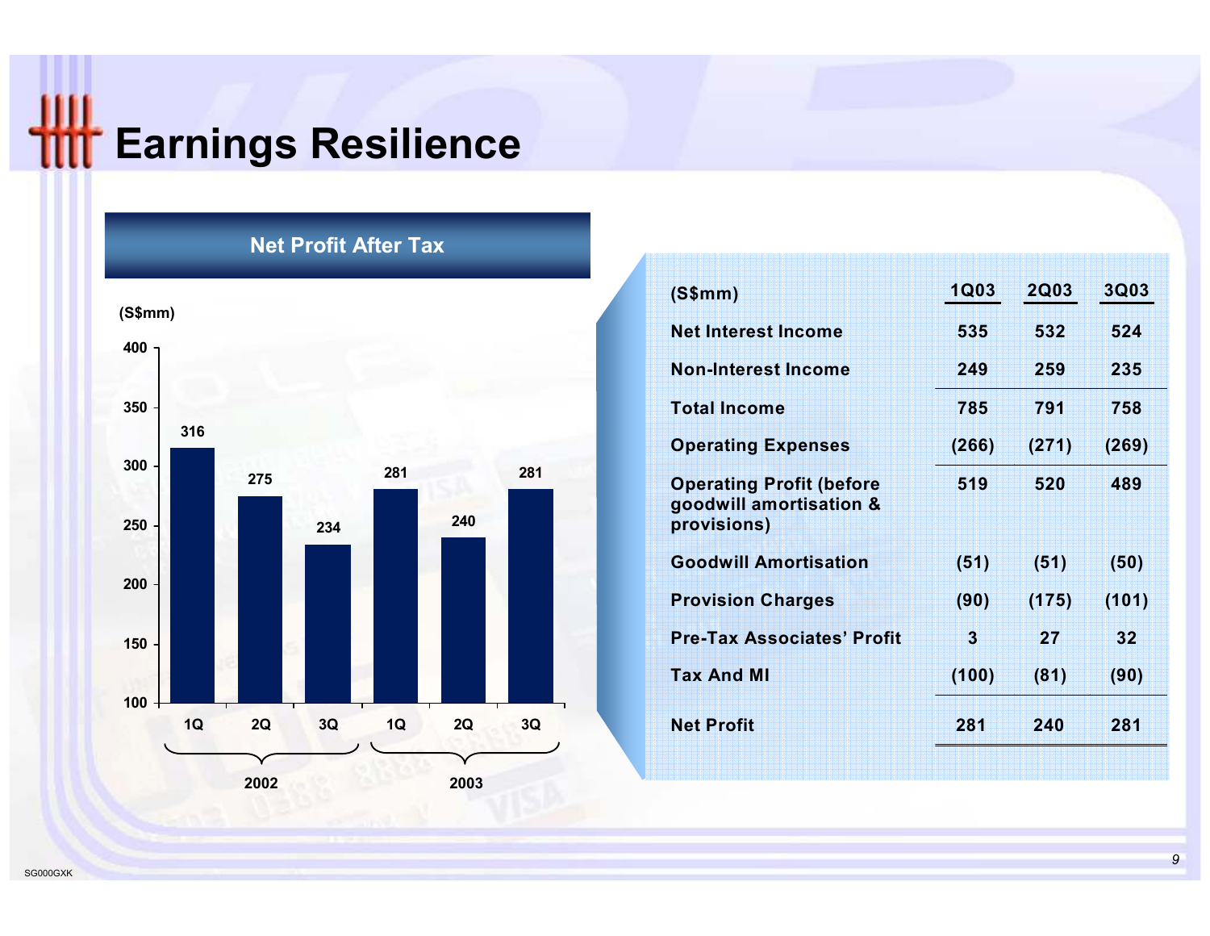# Earnings Resilience

## Net Profit After Tax

(S$mm)

| | 1Q | 2Q | 3Q |
|---|---|---|---|
| 2002 | 316 | 275 | 234 |
| 2003 | 281 | 240 | 281 |

| (S$mm) | 1Q03 | 2Q03 | 3Q03 |
|---|---|---|---|
| Net Interest Income | 535 | 532 | 524 |
| Non-Interest Income | 249 | 259 | 235 |
| Total Income | 785 | 791 | 758 |
| Operating Expenses | (266) | (271) | (269) |
| Operating Profit (before goodwill amortisation & provisions) | 519 | 520 | 489 |
| Goodwill Amortisation | (51) | (51) | (50) |
| Provision Charges | (90) | (175) | (101) |
| Pre-Tax Associates' Profit | 3 | 27 | 32 |
| Tax And MI | (100) | (81) | (90) |
| Net Profit | 281 | 240 | 281 |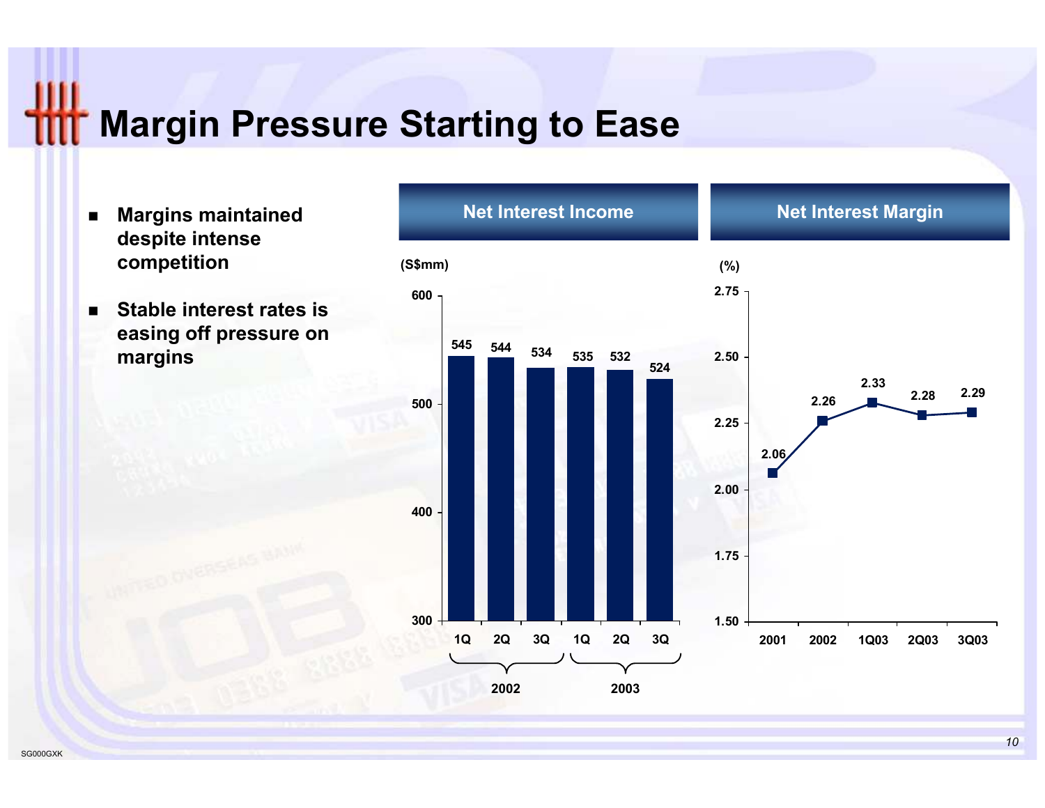# Margin Pressure Starting to Ease

- **Margins maintained despite intense competition**
- **Stable interest rates is easing off pressure on margins**

## Net Interest Income

(S$mm)

| Year | Quarter | Net Interest Income |
|---|---|---|
| 2002 | 1Q | 545 |
| 2002 | 2Q | 544 |
| 2002 | 3Q | 534 |
| 2003 | 1Q | 535 |
| 2003 | 2Q | 532 |
| 2003 | 3Q | 524 |

## Net Interest Margin

(%)

| Period | Net Interest Margin |
|---|---|
| 2001 | 2.06 |
| 2002 | 2.26 |
| 1Q03 | 2.33 |
| 2Q03 | 2.28 |
| 3Q03 | 2.29 |

SG000GXK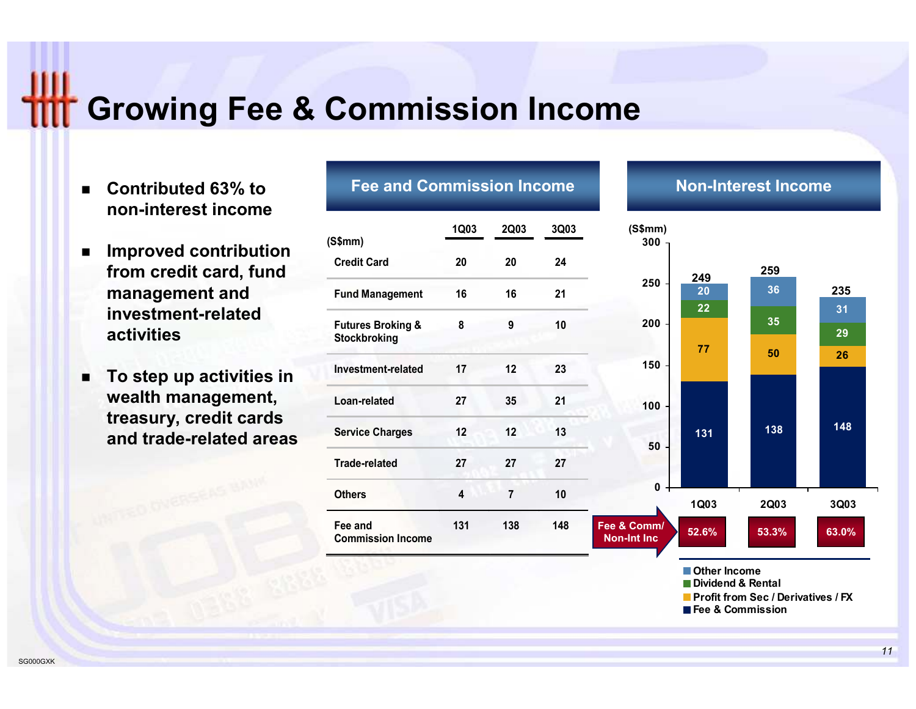# Growing Fee & Commission Income

- Contributed 63% to non-interest income
- Improved contribution from credit card, fund management and investment-related activities
- To step up activities in wealth management, treasury, credit cards and trade-related areas

## Fee and Commission Income

| (S$mm) | 1Q03 | 2Q03 | 3Q03 |
|---|---|---|---|
| Credit Card | 20 | 20 | 24 |
| Fund Management | 16 | 16 | 21 |
| Futures Broking & Stockbroking | 8 | 9 | 10 |
| Investment-related | 17 | 12 | 23 |
| Loan-related | 27 | 35 | 21 |
| Service Charges | 12 | 12 | 13 |
| Trade-related | 27 | 27 | 27 |
| Others | 4 | 7 | 10 |
| Fee and Commission Income | 131 | 138 | 148 |

## Non-Interest Income

(S$mm)

| | 1Q03 | 2Q03 | 3Q03 |
|---|---|---|---|
| Other Income | 20 | 36 | 31 |
| Dividend & Rental | 22 | 35 | 29 |
| Profit from Sec / Derivatives / FX | 77 | 50 | 26 |
| Fee & Commission | 131 | 138 | 148 |
| Total | 249 | 259 | 235 |
| Fee & Comm/ Non-Int Inc | 52.6% | 53.3% | 63.0% |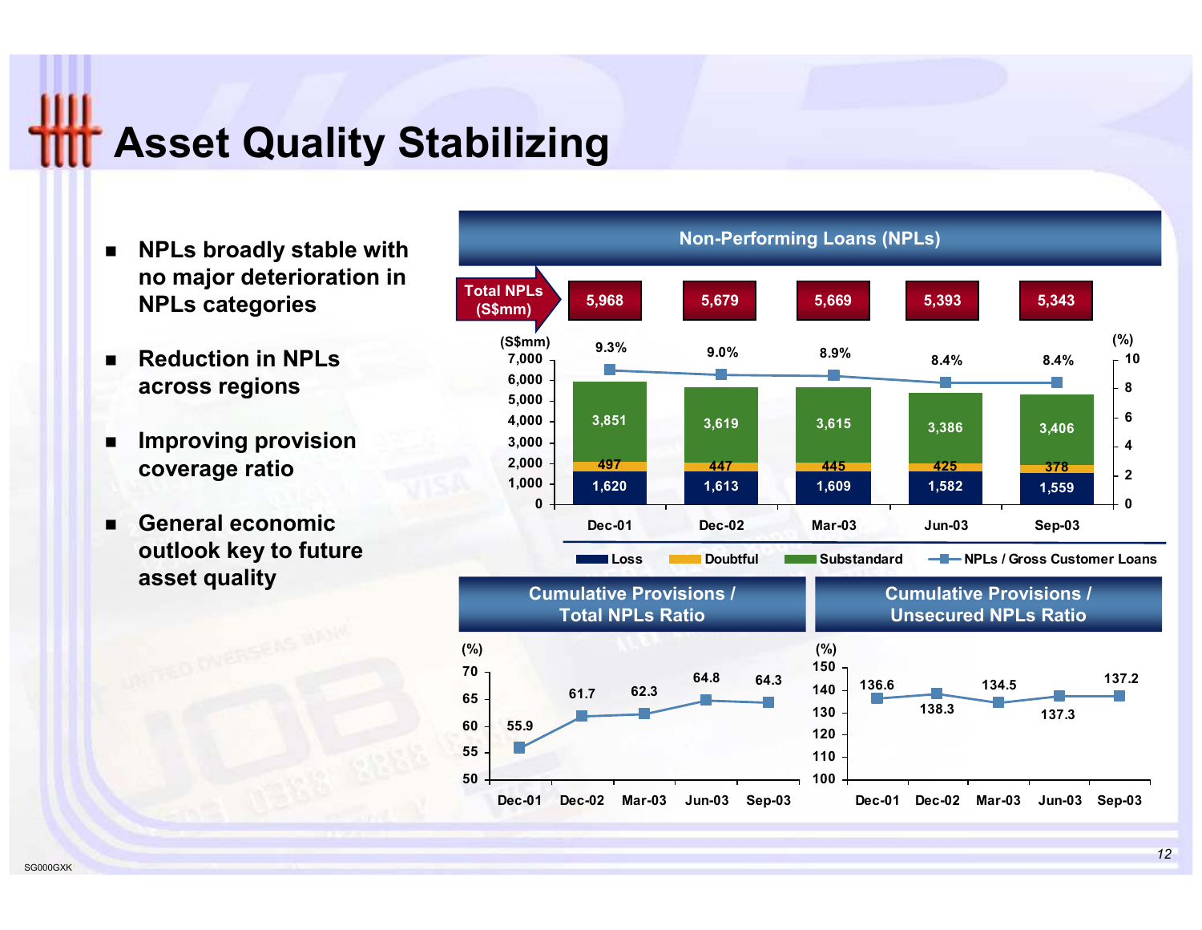# Asset Quality Stabilizing

- NPLs broadly stable with no major deterioration in NPLs categories
- Reduction in NPLs across regions
- Improving provision coverage ratio
- General economic outlook key to future asset quality

## Non-Performing Loans (NPLs)

| | Dec-01 | Dec-02 | Mar-03 | Jun-03 | Sep-03 |
|---|---|---|---|---|---|
| Total NPLs (S$mm) | 5,968 | 5,679 | 5,669 | 5,393 | 5,343 |
| Substandard | 3,851 | 3,619 | 3,615 | 3,386 | 3,406 |
| Doubtful | 497 | 447 | 445 | 425 | 378 |
| Loss | 1,620 | 1,613 | 1,609 | 1,582 | 1,559 |
| NPLs / Gross Customer Loans (%) | 9.3% | 9.0% | 8.9% | 8.4% | 8.4% |

## Cumulative Provisions / Total NPLs Ratio

| (%) | Dec-01 | Dec-02 | Mar-03 | Jun-03 | Sep-03 |
|---|---|---|---|---|---|
| Ratio | 55.9 | 61.7 | 62.3 | 64.8 | 64.3 |

## Cumulative Provisions / Unsecured NPLs Ratio

| (%) | Dec-01 | Dec-02 | Mar-03 | Jun-03 | Sep-03 |
|---|---|---|---|---|---|
| Ratio | 136.6 | 138.3 | 134.5 | 137.3 | 137.2 |

SG000GXK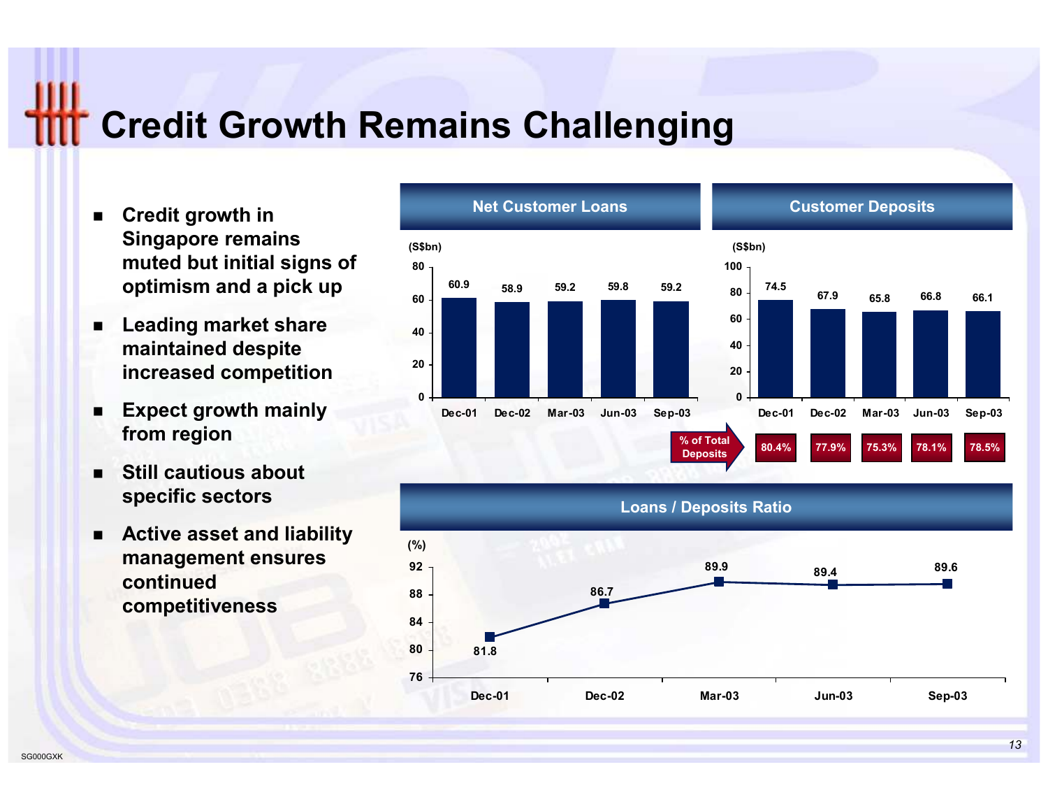# Credit Growth Remains Challenging

- Credit growth in Singapore remains muted but initial signs of optimism and a pick up
- Leading market share maintained despite increased competition
- Expect growth mainly from region
- Still cautious about specific sectors
- Active asset and liability management ensures continued competitiveness

## Net Customer Loans

(S$bn)

| | Dec-01 | Dec-02 | Mar-03 | Jun-03 | Sep-03 |
|---|---|---|---|---|---|
| Net Customer Loans | 60.9 | 58.9 | 59.2 | 59.8 | 59.2 |

## Customer Deposits

(S$bn)

| | Dec-01 | Dec-02 | Mar-03 | Jun-03 | Sep-03 |
|---|---|---|---|---|---|
| Customer Deposits | 74.5 | 67.9 | 65.8 | 66.8 | 66.1 |
| % of Total Deposits | 80.4% | 77.9% | 75.3% | 78.1% | 78.5% |

## Loans / Deposits Ratio

(%)

| | Dec-01 | Dec-02 | Mar-03 | Jun-03 | Sep-03 |
|---|---|---|---|---|---|
| Loans / Deposits Ratio | 81.8 | 86.7 | 89.9 | 89.4 | 89.6 |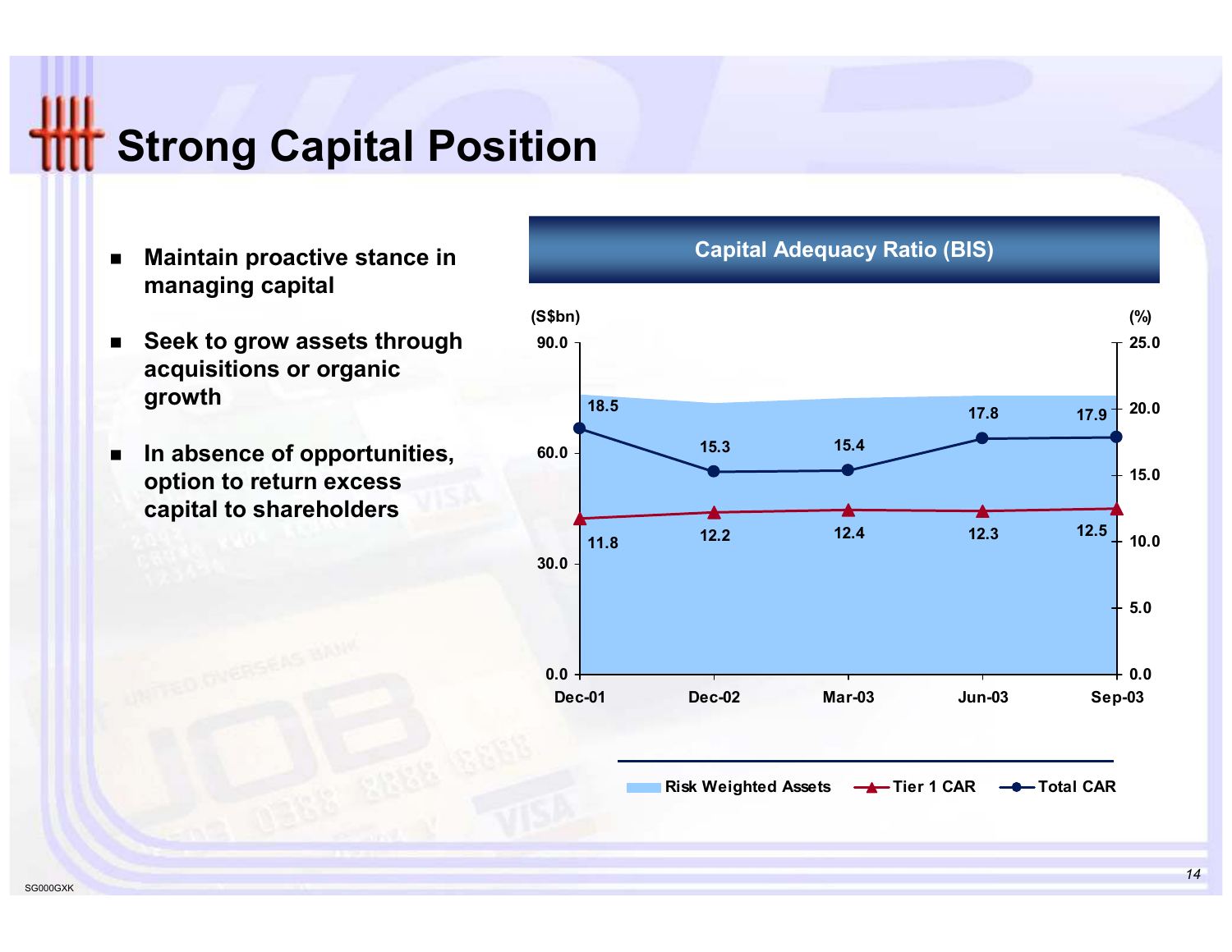# Strong Capital Position

- **Maintain proactive stance in managing capital**
- **Seek to grow assets through acquisitions or organic growth**
- **In absence of opportunities, option to return excess capital to shareholders**

**Capital Adequacy Ratio (BIS)**

| | Dec-01 | Dec-02 | Mar-03 | Jun-03 | Sep-03 |
|---|---|---|---|---|---|
| Total CAR (%) | 18.5 | 15.3 | 15.4 | 17.8 | 17.9 |
| Tier 1 CAR (%) | 11.8 | 12.2 | 12.4 | 12.3 | 12.5 |

Left axis: Risk Weighted Assets (S$bn), 0.0–90.0; right axis: CAR (%), 0.0–25.0

Legend: Risk Weighted Assets, Tier 1 CAR, Total CAR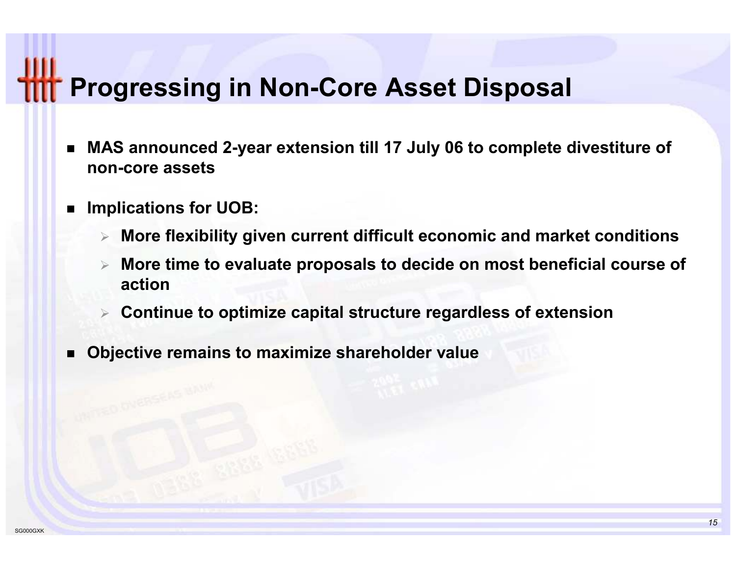# Progressing in Non-Core Asset Disposal

- **MAS announced 2-year extension till 17 July 06 to complete divestiture of non-core assets**
- **Implications for UOB:**
  - **More flexibility given current difficult economic and market conditions**
  - **More time to evaluate proposals to decide on most beneficial course of action**
  - **Continue to optimize capital structure regardless of extension**
- **Objective remains to maximize shareholder value**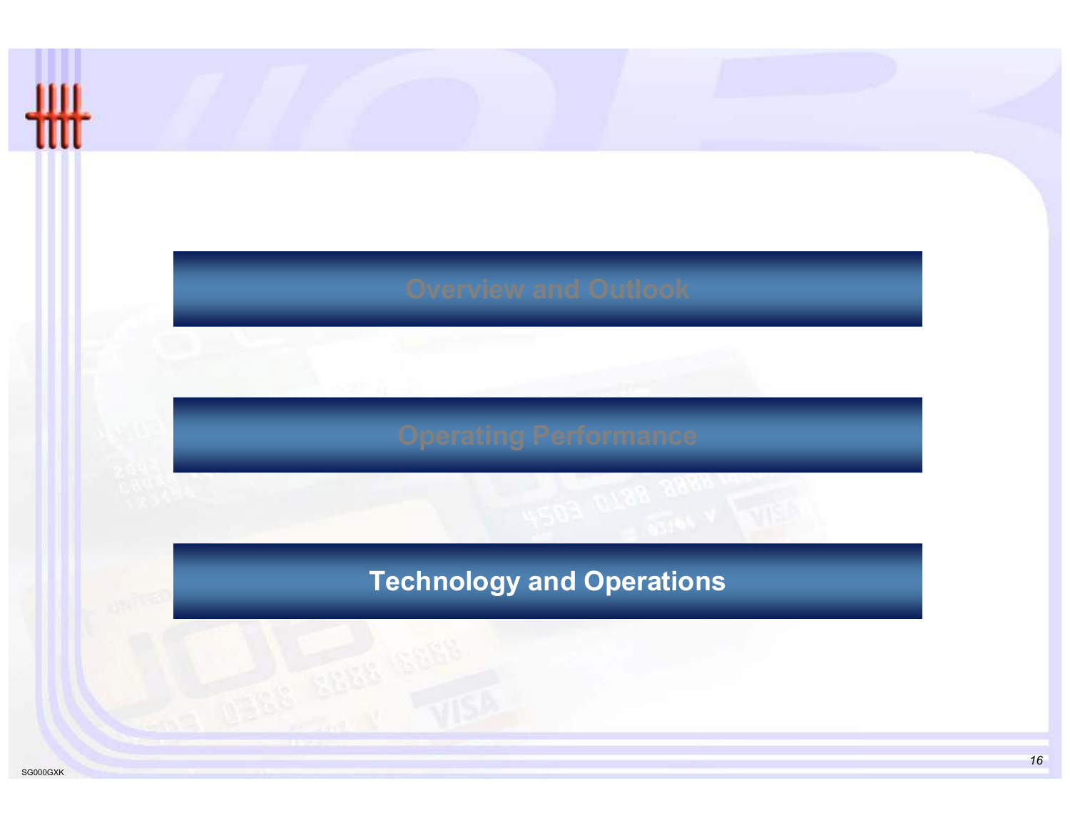Overview and Outlook

Operating Performance

## Technology and Operations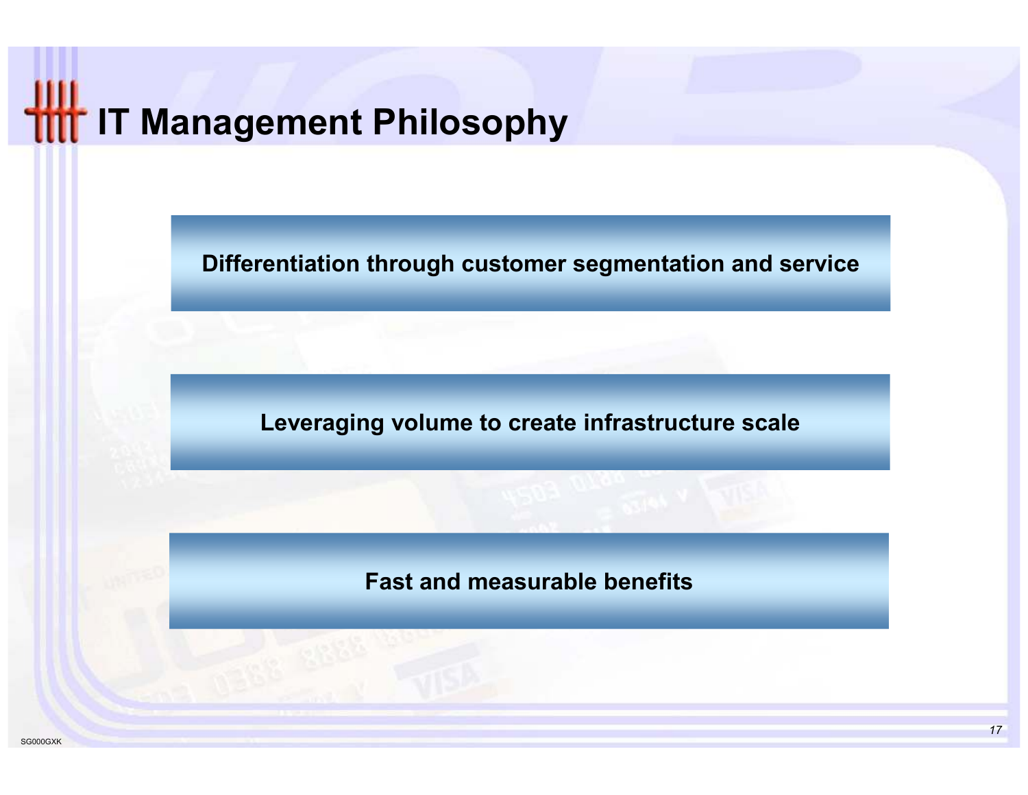# IT Management Philosophy

Differentiation through customer segmentation and service

Leveraging volume to create infrastructure scale

Fast and measurable benefits

SG000GXK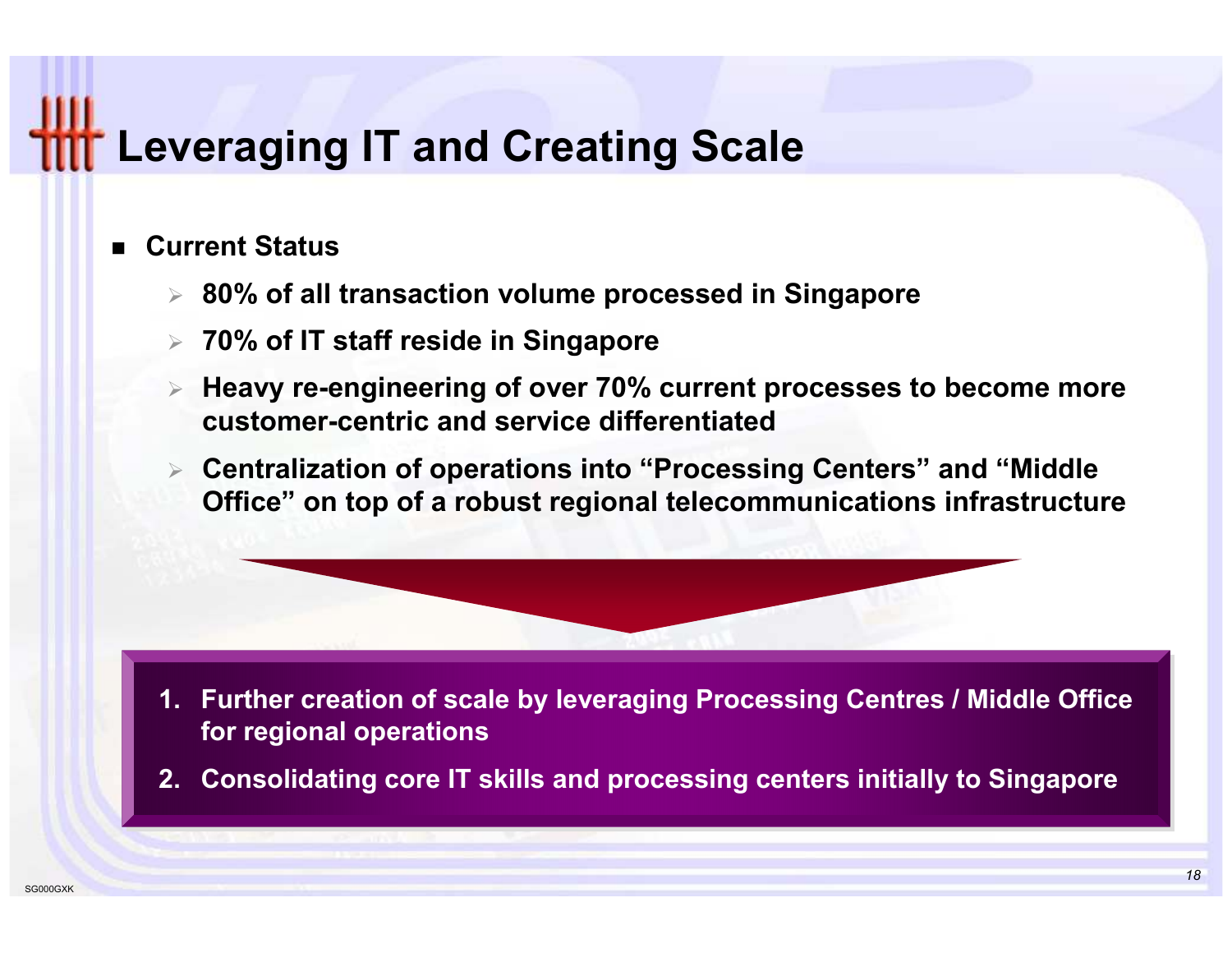# Leveraging IT and Creating Scale

- **Current Status**
  - **80% of all transaction volume processed in Singapore**
  - **70% of IT staff reside in Singapore**
  - **Heavy re-engineering of over 70% current processes to become more customer-centric and service differentiated**
  - **Centralization of operations into "Processing Centers" and "Middle Office" on top of a robust regional telecommunications infrastructure**

1. **Further creation of scale by leveraging Processing Centres / Middle Office for regional operations**
2. **Consolidating core IT skills and processing centers initially to Singapore**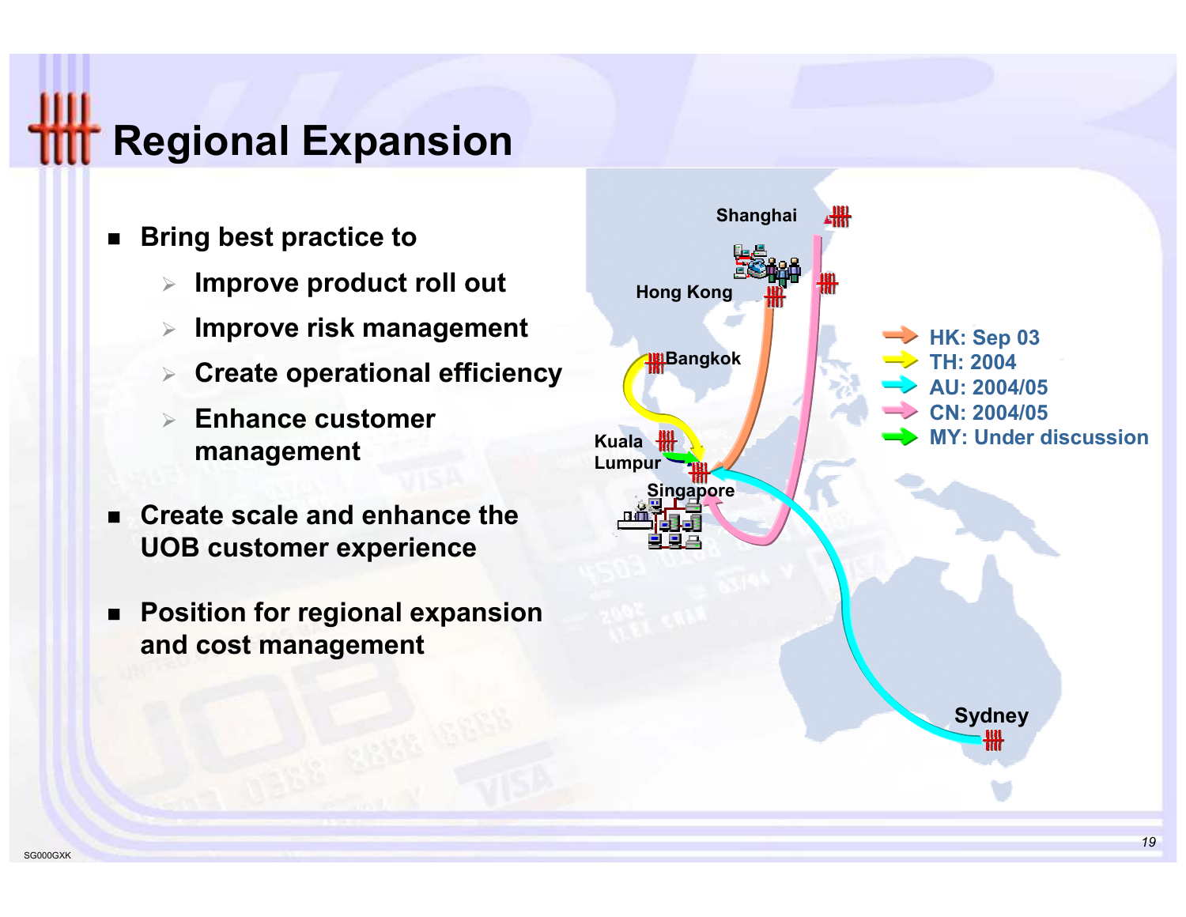# Regional Expansion

- Bring best practice to
  - Improve product roll out
  - Improve risk management
  - Create operational efficiency
  - Enhance customer management
- Create scale and enhance the UOB customer experience
- Position for regional expansion and cost management

Shanghai
Hong Kong
Bangkok
Kuala Lumpur
Singapore
Sydney

HK: Sep 03
TH: 2004
AU: 2004/05
CN: 2004/05
MY: Under discussion

SG000GXK